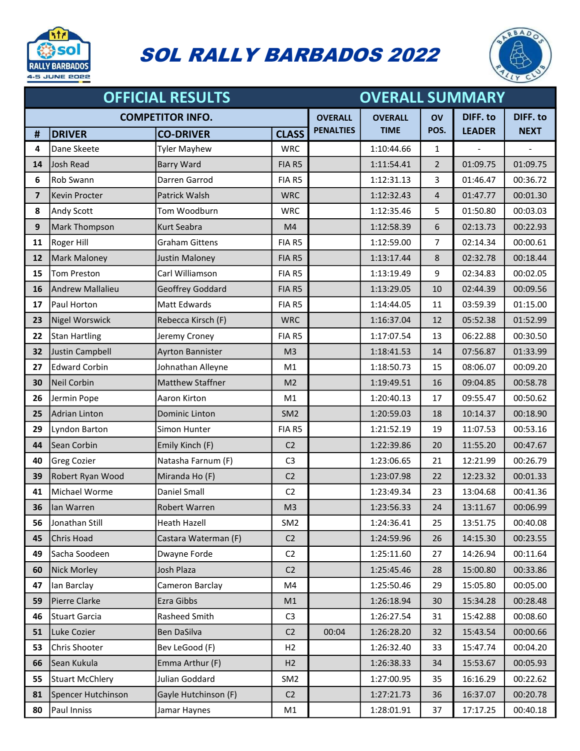# SOL RALLY BARBADOS 2022

## OFFICIAL RESULTS — OVERALL SUMMARY

| COMPETITOR INFO. | | | | OVERALL PENALTIES | OVERALL TIME | OV POS. | DIFF. to LEADER | DIFF. to NEXT |
|---|---|---|---|---|---|---|---|---|
| # | DRIVER | CO-DRIVER | CLASS | | | | | |
| 4 | Dane Skeete | Tyler Mayhew | WRC | | 1:10:44.66 | 1 | - | - |
| 14 | Josh Read | Barry Ward | FIA R5 | | 1:11:54.41 | 2 | 01:09.75 | 01:09.75 |
| 6 | Rob Swann | Darren Garrod | FIA R5 | | 1:12:31.13 | 3 | 01:46.47 | 00:36.72 |
| 7 | Kevin Procter | Patrick Walsh | WRC | | 1:12:32.43 | 4 | 01:47.77 | 00:01.30 |
| 8 | Andy Scott | Tom Woodburn | WRC | | 1:12:35.46 | 5 | 01:50.80 | 00:03.03 |
| 9 | Mark Thompson | Kurt Seabra | M4 | | 1:12:58.39 | 6 | 02:13.73 | 00:22.93 |
| 11 | Roger Hill | Graham Gittens | FIA R5 | | 1:12:59.00 | 7 | 02:14.34 | 00:00.61 |
| 12 | Mark Maloney | Justin Maloney | FIA R5 | | 1:13:17.44 | 8 | 02:32.78 | 00:18.44 |
| 15 | Tom Preston | Carl Williamson | FIA R5 | | 1:13:19.49 | 9 | 02:34.83 | 00:02.05 |
| 16 | Andrew Mallalieu | Geoffrey Goddard | FIA R5 | | 1:13:29.05 | 10 | 02:44.39 | 00:09.56 |
| 17 | Paul Horton | Matt Edwards | FIA R5 | | 1:14:44.05 | 11 | 03:59.39 | 01:15.00 |
| 23 | Nigel Worswick | Rebecca Kirsch (F) | WRC | | 1:16:37.04 | 12 | 05:52.38 | 01:52.99 |
| 22 | Stan Hartling | Jeremy Croney | FIA R5 | | 1:17:07.54 | 13 | 06:22.88 | 00:30.50 |
| 32 | Justin Campbell | Ayrton Bannister | M3 | | 1:18:41.53 | 14 | 07:56.87 | 01:33.99 |
| 27 | Edward Corbin | Johnathan Alleyne | M1 | | 1:18:50.73 | 15 | 08:06.07 | 00:09.20 |
| 30 | Neil Corbin | Matthew Staffner | M2 | | 1:19:49.51 | 16 | 09:04.85 | 00:58.78 |
| 26 | Jermin Pope | Aaron Kirton | M1 | | 1:20:40.13 | 17 | 09:55.47 | 00:50.62 |
| 25 | Adrian Linton | Dominic Linton | SM2 | | 1:20:59.03 | 18 | 10:14.37 | 00:18.90 |
| 29 | Lyndon Barton | Simon Hunter | FIA R5 | | 1:21:52.19 | 19 | 11:07.53 | 00:53.16 |
| 44 | Sean Corbin | Emily Kinch (F) | C2 | | 1:22:39.86 | 20 | 11:55.20 | 00:47.67 |
| 40 | Greg Cozier | Natasha Farnum (F) | C3 | | 1:23:06.65 | 21 | 12:21.99 | 00:26.79 |
| 39 | Robert Ryan Wood | Miranda Ho (F) | C2 | | 1:23:07.98 | 22 | 12:23.32 | 00:01.33 |
| 41 | Michael Worme | Daniel Small | C2 | | 1:23:49.34 | 23 | 13:04.68 | 00:41.36 |
| 36 | Ian Warren | Robert Warren | M3 | | 1:23:56.33 | 24 | 13:11.67 | 00:06.99 |
| 56 | Jonathan Still | Heath Hazell | SM2 | | 1:24:36.41 | 25 | 13:51.75 | 00:40.08 |
| 45 | Chris Hoad | Castara Waterman (F) | C2 | | 1:24:59.96 | 26 | 14:15.30 | 00:23.55 |
| 49 | Sacha Soodeen | Dwayne Forde | C2 | | 1:25:11.60 | 27 | 14:26.94 | 00:11.64 |
| 60 | Nick Morley | Josh Plaza | C2 | | 1:25:45.46 | 28 | 15:00.80 | 00:33.86 |
| 47 | Ian Barclay | Cameron Barclay | M4 | | 1:25:50.46 | 29 | 15:05.80 | 00:05.00 |
| 59 | Pierre Clarke | Ezra Gibbs | M1 | | 1:26:18.94 | 30 | 15:34.28 | 00:28.48 |
| 46 | Stuart Garcia | Rasheed Smith | C3 | | 1:26:27.54 | 31 | 15:42.88 | 00:08.60 |
| 51 | Luke Cozier | Ben DaSilva | C2 | 00:04 | 1:26:28.20 | 32 | 15:43.54 | 00:00.66 |
| 53 | Chris Shooter | Bev LeGood (F) | H2 | | 1:26:32.40 | 33 | 15:47.74 | 00:04.20 |
| 66 | Sean Kukula | Emma Arthur (F) | H2 | | 1:26:38.33 | 34 | 15:53.67 | 00:05.93 |
| 55 | Stuart McChlery | Julian Goddard | SM2 | | 1:27:00.95 | 35 | 16:16.29 | 00:22.62 |
| 81 | Spencer Hutchinson | Gayle Hutchinson (F) | C2 | | 1:27:21.73 | 36 | 16:37.07 | 00:20.78 |
| 80 | Paul Inniss | Jamar Haynes | M1 | | 1:28:01.91 | 37 | 17:17.25 | 00:40.18 |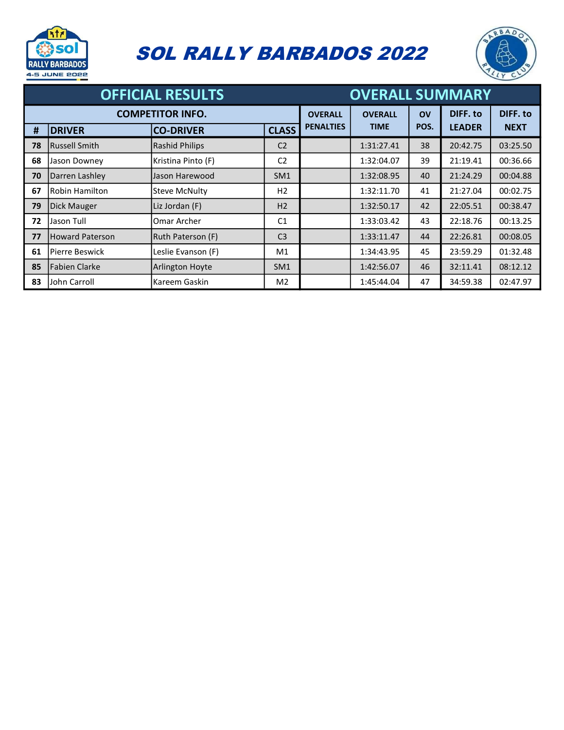# SOL RALLY BARBADOS 2022

## OFFICIAL RESULTS — OVERALL SUMMARY

| COMPETITOR INFO. | | | | OVERALL PENALTIES | OVERALL TIME | OV POS. | DIFF. to LEADER | DIFF. to NEXT |
|---|---|---|---|---|---|---|---|---|
| # | DRIVER | CO-DRIVER | CLASS | | | | | |
| 78 | Russell Smith | Rashid Philips | C2 | | 1:31:27.41 | 38 | 20:42.75 | 03:25.50 |
| 68 | Jason Downey | Kristina Pinto (F) | C2 | | 1:32:04.07 | 39 | 21:19.41 | 00:36.66 |
| 70 | Darren Lashley | Jason Harewood | SM1 | | 1:32:08.95 | 40 | 21:24.29 | 00:04.88 |
| 67 | Robin Hamilton | Steve McNulty | H2 | | 1:32:11.70 | 41 | 21:27.04 | 00:02.75 |
| 79 | Dick Mauger | Liz Jordan (F) | H2 | | 1:32:50.17 | 42 | 22:05.51 | 00:38.47 |
| 72 | Jason Tull | Omar Archer | C1 | | 1:33:03.42 | 43 | 22:18.76 | 00:13.25 |
| 77 | Howard Paterson | Ruth Paterson (F) | C3 | | 1:33:11.47 | 44 | 22:26.81 | 00:08.05 |
| 61 | Pierre Beswick | Leslie Evanson (F) | M1 | | 1:34:43.95 | 45 | 23:59.29 | 01:32.48 |
| 85 | Fabien Clarke | Arlington Hoyte | SM1 | | 1:42:56.07 | 46 | 32:11.41 | 08:12.12 |
| 83 | John Carroll | Kareem Gaskin | M2 | | 1:45:44.04 | 47 | 34:59.38 | 02:47.97 |